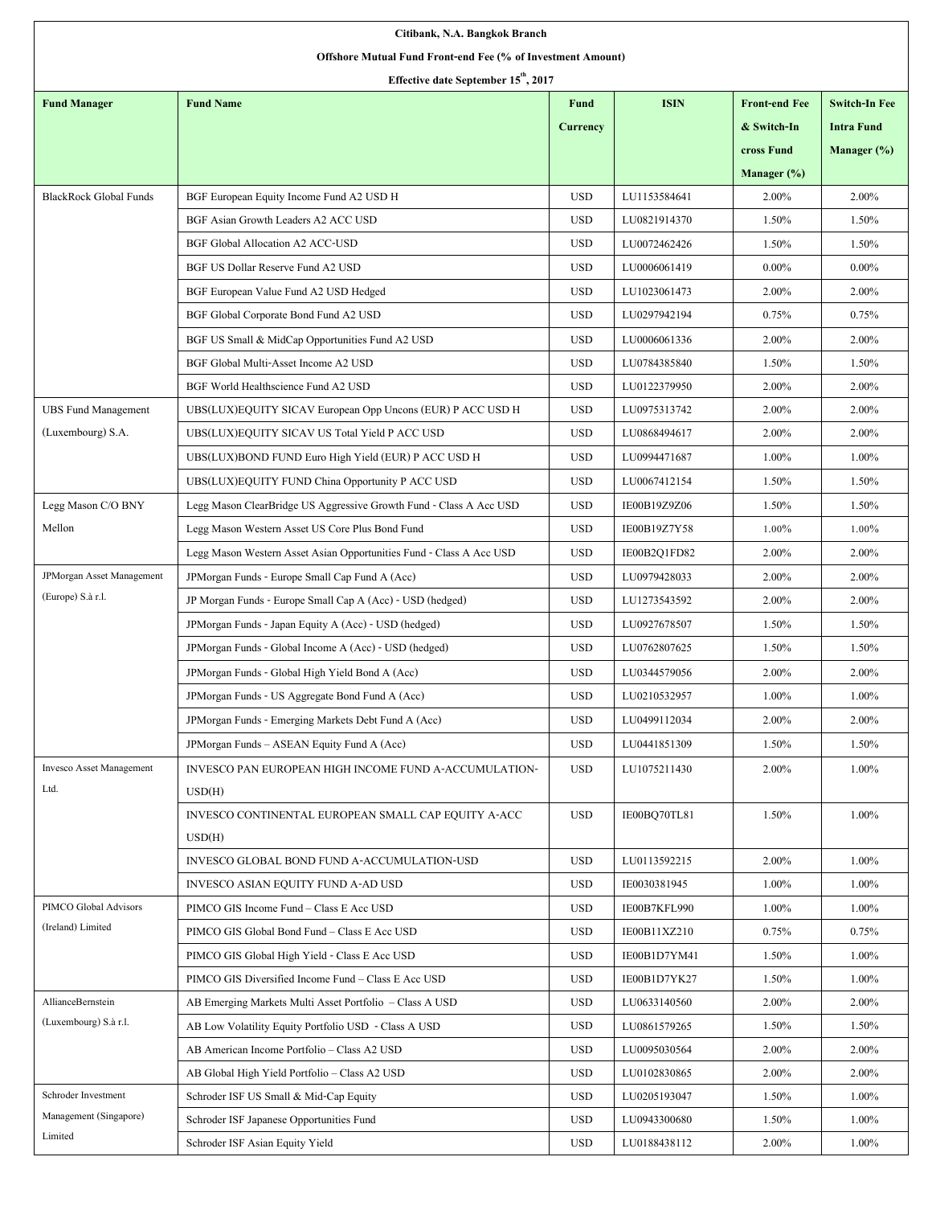**Citibank, N.A. Bangkok Branch**

**Offshore Mutual Fund Front-end Fee (% of Investment Amount)**

**Effective date September 15th, 2017**

| Fund Manager | Fund Name | Fund Currency | ISIN | Front-end Fee & Switch-In cross Fund Manager (%) | Switch-In Fee Intra Fund Manager (%) |
|---|---|---|---|---|---|
| BlackRock Global Funds | BGF European Equity Income Fund A2 USD H | USD | LU1153584641 | 2.00% | 2.00% |
| | BGF Asian Growth Leaders A2 ACC USD | USD | LU0821914370 | 1.50% | 1.50% |
| | BGF Global Allocation A2 ACC-USD | USD | LU0072462426 | 1.50% | 1.50% |
| | BGF US Dollar Reserve Fund A2 USD | USD | LU0006061419 | 0.00% | 0.00% |
| | BGF European Value Fund A2 USD Hedged | USD | LU1023061473 | 2.00% | 2.00% |
| | BGF Global Corporate Bond Fund A2 USD | USD | LU0297942194 | 0.75% | 0.75% |
| | BGF US Small & MidCap Opportunities Fund A2 USD | USD | LU0006061336 | 2.00% | 2.00% |
| | BGF Global Multi-Asset Income A2 USD | USD | LU0784385840 | 1.50% | 1.50% |
| | BGF World Healthscience Fund A2 USD | USD | LU0122379950 | 2.00% | 2.00% |
| UBS Fund Management (Luxembourg) S.A. | UBS(LUX)EQUITY SICAV European Opp Uncons (EUR) P ACC USD H | USD | LU0975313742 | 2.00% | 2.00% |
| | UBS(LUX)EQUITY SICAV US Total Yield P ACC USD | USD | LU0868494617 | 2.00% | 2.00% |
| | UBS(LUX)BOND FUND Euro High Yield (EUR) P ACC USD H | USD | LU0994471687 | 1.00% | 1.00% |
| | UBS(LUX)EQUITY FUND China Opportunity P ACC USD | USD | LU0067412154 | 1.50% | 1.50% |
| Legg Mason C/O BNY Mellon | Legg Mason ClearBridge US Aggressive Growth Fund - Class A Acc USD | USD | IE00B19Z9Z06 | 1.50% | 1.50% |
| | Legg Mason Western Asset US Core Plus Bond Fund | USD | IE00B19Z7Y58 | 1.00% | 1.00% |
| | Legg Mason Western Asset Asian Opportunities Fund - Class A Acc USD | USD | IE00B2Q1FD82 | 2.00% | 2.00% |
| JPMorgan Asset Management (Europe) S.à r.l. | JPMorgan Funds - Europe Small Cap Fund A (Acc) | USD | LU0979428033 | 2.00% | 2.00% |
| | JP Morgan Funds - Europe Small Cap A (Acc) - USD (hedged) | USD | LU1273543592 | 2.00% | 2.00% |
| | JPMorgan Funds - Japan Equity A (Acc) - USD (hedged) | USD | LU0927678507 | 1.50% | 1.50% |
| | JPMorgan Funds - Global Income A (Acc) - USD (hedged) | USD | LU0762807625 | 1.50% | 1.50% |
| | JPMorgan Funds - Global High Yield Bond A (Acc) | USD | LU0344579056 | 2.00% | 2.00% |
| | JPMorgan Funds - US Aggregate Bond Fund A (Acc) | USD | LU0210532957 | 1.00% | 1.00% |
| | JPMorgan Funds - Emerging Markets Debt Fund A (Acc) | USD | LU0499112034 | 2.00% | 2.00% |
| | JPMorgan Funds – ASEAN Equity Fund A (Acc) | USD | LU0441851309 | 1.50% | 1.50% |
| Invesco Asset Management Ltd. | INVESCO PAN EUROPEAN HIGH INCOME FUND A-ACCUMULATION-USD(H) | USD | LU1075211430 | 2.00% | 1.00% |
| | INVESCO CONTINENTAL EUROPEAN SMALL CAP EQUITY A-ACC USD(H) | USD | IE00BQ70TL81 | 1.50% | 1.00% |
| | INVESCO GLOBAL BOND FUND A-ACCUMULATION-USD | USD | LU0113592215 | 2.00% | 1.00% |
| | INVESCO ASIAN EQUITY FUND A-AD USD | USD | IE0030381945 | 1.00% | 1.00% |
| PIMCO Global Advisors (Ireland) Limited | PIMCO GIS Income Fund – Class E Acc USD | USD | IE00B7KFL990 | 1.00% | 1.00% |
| | PIMCO GIS Global Bond Fund – Class E Acc USD | USD | IE00B11XZ210 | 0.75% | 0.75% |
| | PIMCO GIS Global High Yield - Class E Acc USD | USD | IE00B1D7YM41 | 1.50% | 1.00% |
| | PIMCO GIS Diversified Income Fund – Class E Acc USD | USD | IE00B1D7YK27 | 1.50% | 1.00% |
| AllianceBernstein (Luxembourg) S.à r.l. | AB Emerging Markets Multi Asset Portfolio – Class A USD | USD | LU0633140560 | 2.00% | 2.00% |
| | AB Low Volatility Equity Portfolio USD - Class A USD | USD | LU0861579265 | 1.50% | 1.50% |
| | AB American Income Portfolio – Class A2 USD | USD | LU0095030564 | 2.00% | 2.00% |
| | AB Global High Yield Portfolio – Class A2 USD | USD | LU0102830865 | 2.00% | 2.00% |
| Schroder Investment Management (Singapore) Limited | Schroder ISF US Small & Mid-Cap Equity | USD | LU0205193047 | 1.50% | 1.00% |
| | Schroder ISF Japanese Opportunities Fund | USD | LU0943300680 | 1.50% | 1.00% |
| | Schroder ISF Asian Equity Yield | USD | LU0188438112 | 2.00% | 1.00% |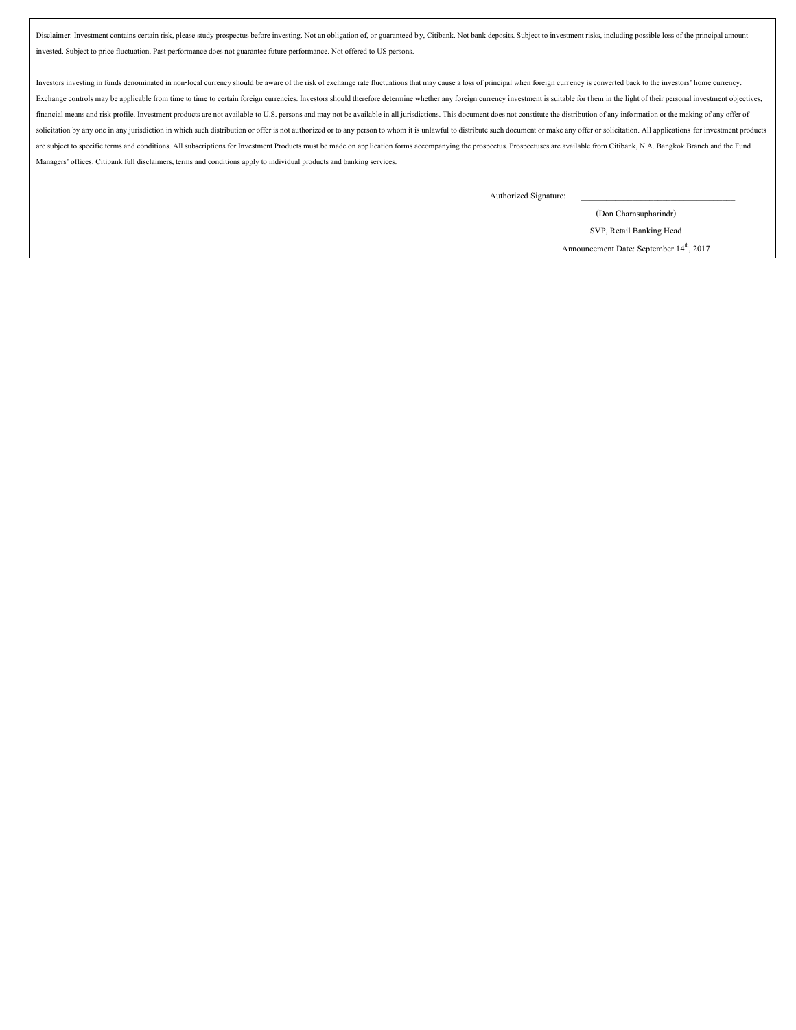Disclaimer: Investment contains certain risk, please study prospectus before investing. Not an obligation of, or guaranteed by, Citibank. Not bank deposits. Subject to investment risks, including possible loss of the principal amount invested. Subject to price fluctuation. Past performance does not guarantee future performance. Not offered to US persons.

Investors investing in funds denominated in non-local currency should be aware of the risk of exchange rate fluctuations that may cause a loss of principal when foreign currency is converted back to the investors' home currency. Exchange controls may be applicable from time to time to certain foreign currencies. Investors should therefore determine whether any foreign currency investment is suitable for them in the light of their personal investment objectives, financial means and risk profile. Investment products are not available to U.S. persons and may not be available in all jurisdictions. This document does not constitute the distribution of any information or the making of any offer of solicitation by any one in any jurisdiction in which such distribution or offer is not authorized or to any person to whom it is unlawful to distribute such document or make any offer or solicitation. All applications for investment products are subject to specific terms and conditions. All subscriptions for Investment Products must be made on application forms accompanying the prospectus. Prospectuses are available from Citibank, N.A. Bangkok Branch and the Fund Managers' offices. Citibank full disclaimers, terms and conditions apply to individual products and banking services.

Authorized Signature: ___________________________________

(Don Charnsupharindr)

SVP, Retail Banking Head

Announcement Date: September 14th, 2017